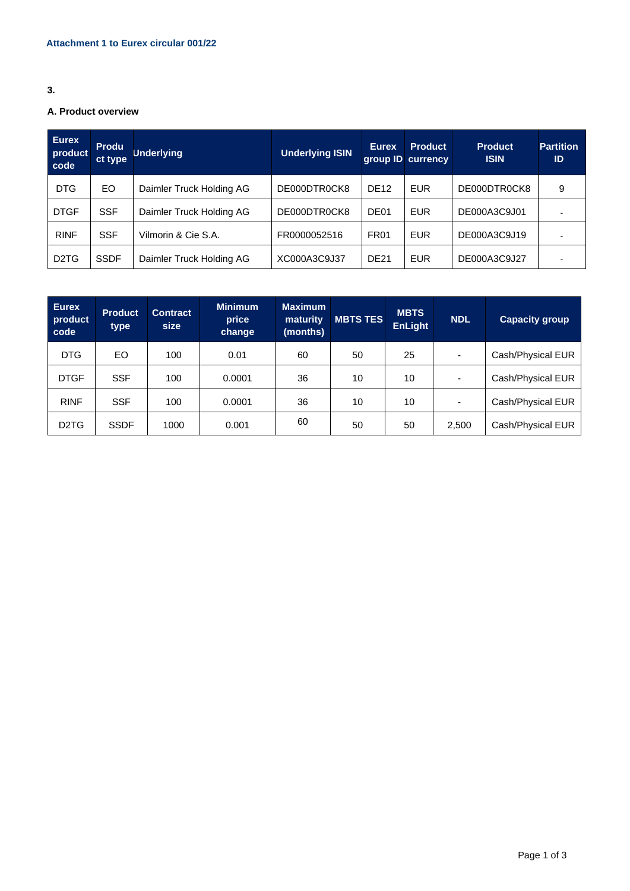**Attachment 1 to Eurex circular 001/22**

**3.**

**A. Product overview**

| Eurex product code | Product type | Underlying | Underlying ISIN | Eurex group ID | Product currency | Product ISIN | Partition ID |
|---|---|---|---|---|---|---|---|
| DTG | EO | Daimler Truck Holding AG | DE000DTR0CK8 | DE12 | EUR | DE000DTR0CK8 | 9 |
| DTGF | SSF | Daimler Truck Holding AG | DE000DTR0CK8 | DE01 | EUR | DE000A3C9J01 | - |
| RINF | SSF | Vilmorin & Cie S.A. | FR0000052516 | FR01 | EUR | DE000A3C9J19 | - |
| D2TG | SSDF | Daimler Truck Holding AG | XC000A3C9J37 | DE21 | EUR | DE000A3C9J27 | - |

| Eurex product code | Product type | Contract size | Minimum price change | Maximum maturity (months) | MBTS TES | MBTS EnLight | NDL | Capacity group |
|---|---|---|---|---|---|---|---|---|
| DTG | EO | 100 | 0.01 | 60 | 50 | 25 | - | Cash/Physical EUR |
| DTGF | SSF | 100 | 0.0001 | 36 | 10 | 10 | - | Cash/Physical EUR |
| RINF | SSF | 100 | 0.0001 | 36 | 10 | 10 | - | Cash/Physical EUR |
| D2TG | SSDF | 1000 | 0.001 | 60 | 50 | 50 | 2,500 | Cash/Physical EUR |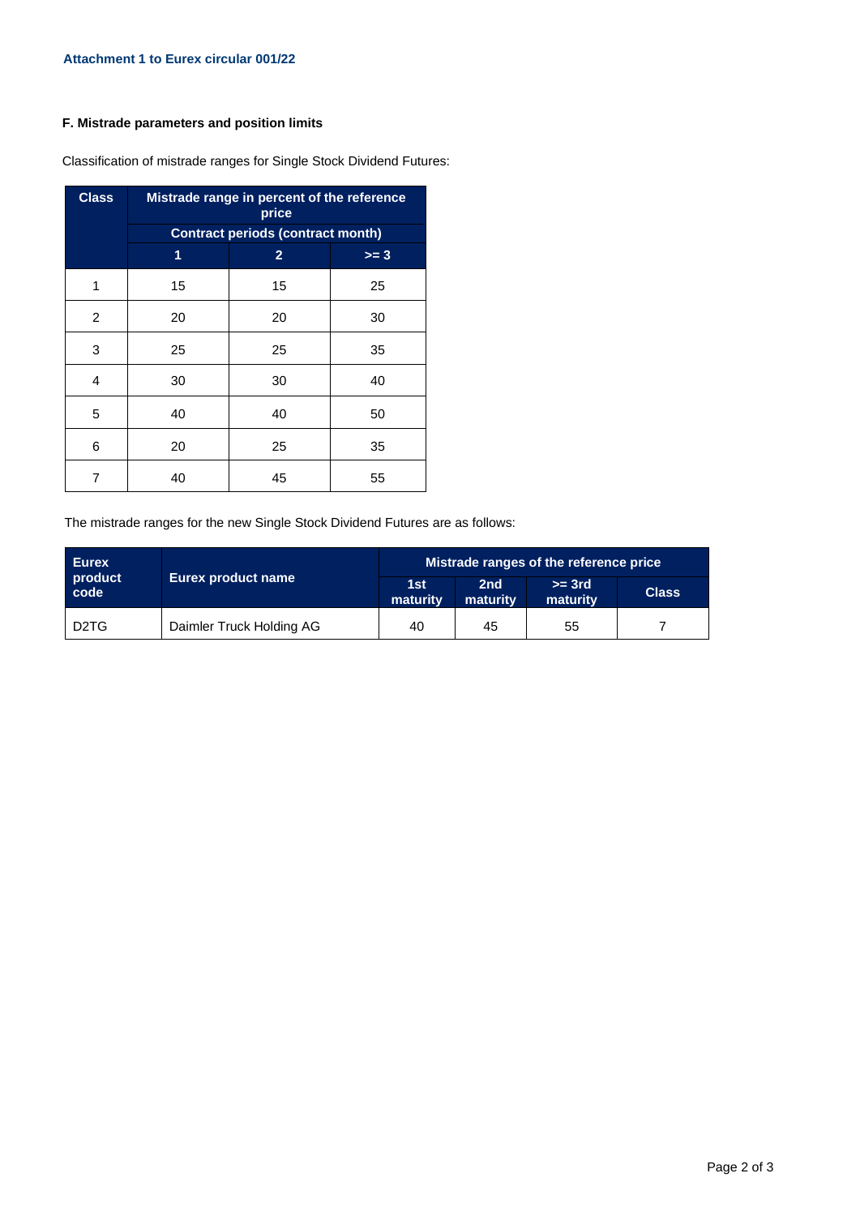Attachment 1 to Eurex circular 001/22

### F. Mistrade parameters and position limits

Classification of mistrade ranges for Single Stock Dividend Futures:

| Class | Mistrade range in percent of the reference price | | |
|---|---|---|---|
| | Contract periods (contract month) | | |
| | 1 | 2 | >= 3 |
| 1 | 15 | 15 | 25 |
| 2 | 20 | 20 | 30 |
| 3 | 25 | 25 | 35 |
| 4 | 30 | 30 | 40 |
| 5 | 40 | 40 | 50 |
| 6 | 20 | 25 | 35 |
| 7 | 40 | 45 | 55 |

The mistrade ranges for the new Single Stock Dividend Futures are as follows:

| Eurex product code | Eurex product name | Mistrade ranges of the reference price | | | |
|---|---|---|---|---|---|
| | | 1st maturity | 2nd maturity | >= 3rd maturity | Class |
| D2TG | Daimler Truck Holding AG | 40 | 45 | 55 | 7 |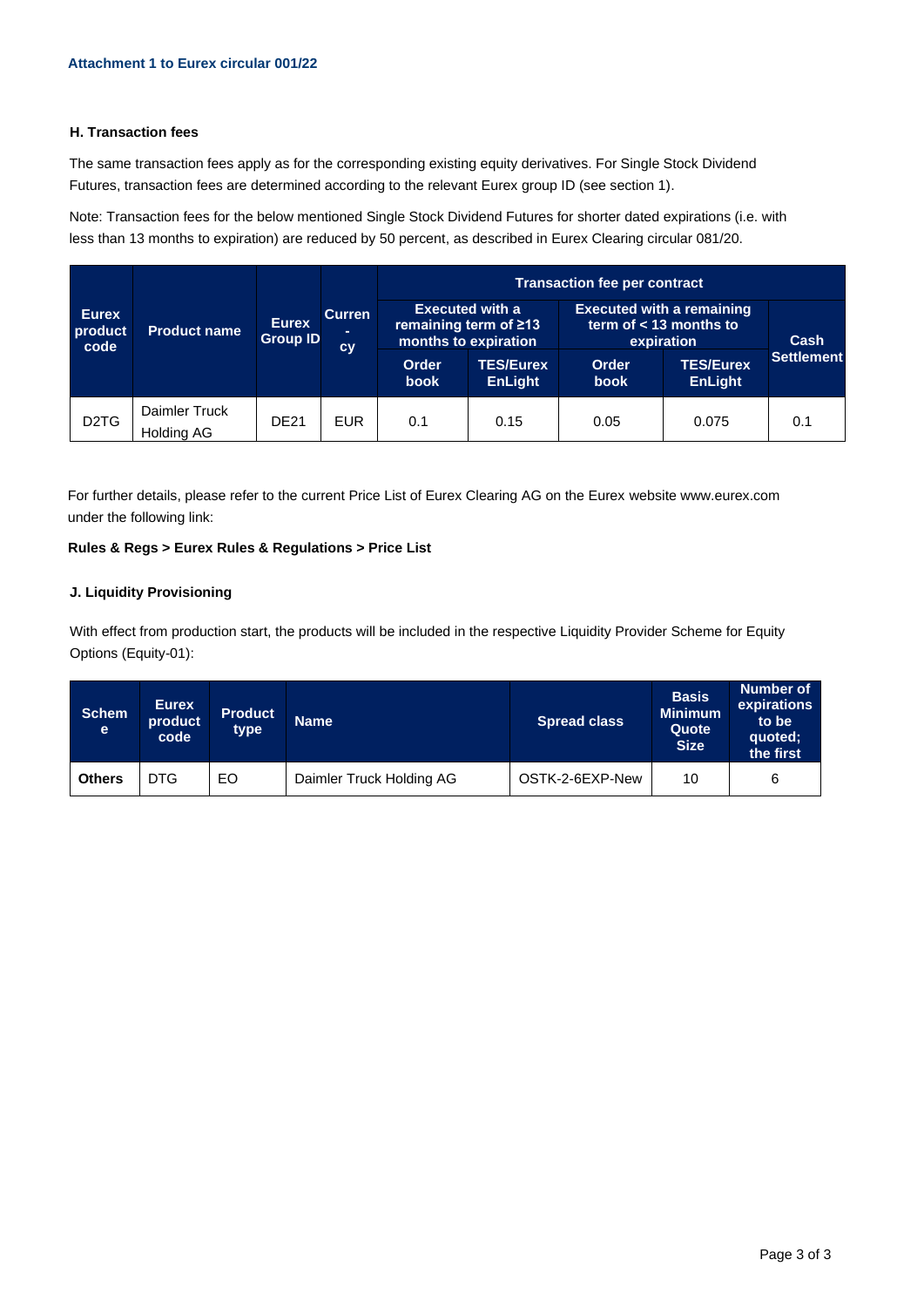Attachment 1 to Eurex circular 001/22

**H. Transaction fees**

The same transaction fees apply as for the corresponding existing equity derivatives. For Single Stock Dividend Futures, transaction fees are determined according to the relevant Eurex group ID (see section 1).

Note: Transaction fees for the below mentioned Single Stock Dividend Futures for shorter dated expirations (i.e. with less than 13 months to expiration) are reduced by 50 percent, as described in Eurex Clearing circular 081/20.

| Eurex product code | Product name | Eurex Group ID | Curren-cy | Transaction fee per contract | | | | |
|---|---|---|---|---|---|---|---|---|
| | | | | Executed with a remaining term of ≥13 months to expiration | | Executed with a remaining term of < 13 months to expiration | | Cash Settlement |
| | | | | Order book | TES/Eurex EnLight | Order book | TES/Eurex EnLight | |
| D2TG | Daimler Truck Holding AG | DE21 | EUR | 0.1 | 0.15 | 0.05 | 0.075 | 0.1 |

For further details, please refer to the current Price List of Eurex Clearing AG on the Eurex website www.eurex.com under the following link:

**Rules & Regs > Eurex Rules & Regulations > Price List**

**J. Liquidity Provisioning**

With effect from production start, the products will be included in the respective Liquidity Provider Scheme for Equity Options (Equity-01):

| Scheme | Eurex product code | Product type | Name | Spread class | Basis Minimum Quote Size | Number of expirations to be quoted; the first |
|---|---|---|---|---|---|---|
| **Others** | DTG | EO | Daimler Truck Holding AG | OSTK-2-6EXP-New | 10 | 6 |